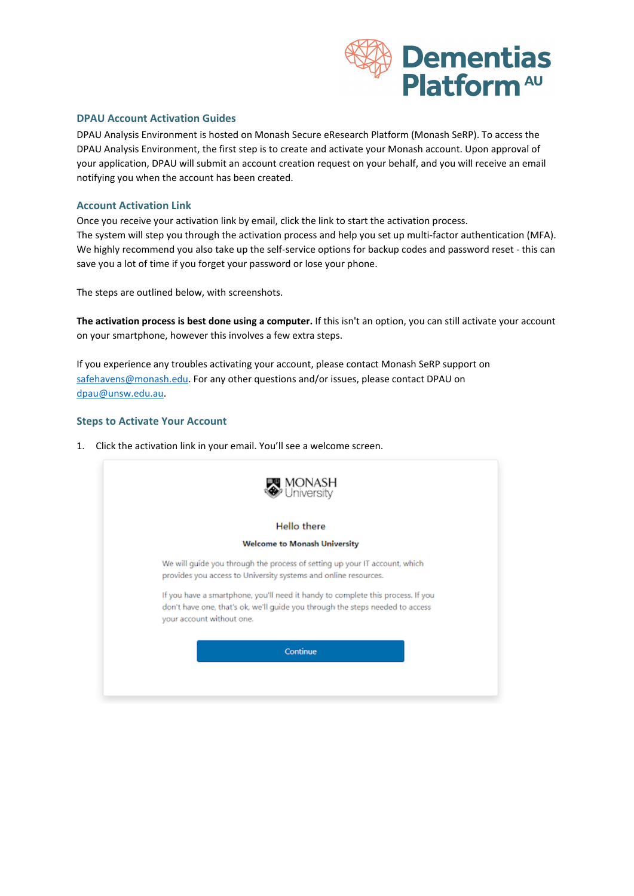## DPAU Account Activation Guides

DPAU Analysis Environment is hosted on Monash Secure eResearch Platform (Monash SeRP). To access the DPAU Analysis Environment, the first step is to create and activate your Monash account. Upon approval of your application, DPAU will submit an account creation request on your behalf, and you will receive an email notifying you when the account has been created.

### Account Activation Link

Once you receive your activation link by email, click the link to start the activation process.
The system will step you through the activation process and help you set up multi-factor authentication (MFA). We highly recommend you also take up the self-service options for backup codes and password reset - this can save you a lot of time if you forget your password or lose your phone.

The steps are outlined below, with screenshots.

**The activation process is best done using a computer.** If this isn't an option, you can still activate your account on your smartphone, however this involves a few extra steps.

If you experience any troubles activating your account, please contact Monash SeRP support on safehavens@monash.edu. For any other questions and/or issues, please contact DPAU on dpau@unsw.edu.au.

### Steps to Activate Your Account

1. Click the activation link in your email. You'll see a welcome screen.

MONASH University

Hello there

**Welcome to Monash University**

We will guide you through the process of setting up your IT account, which provides you access to University systems and online resources.

If you have a smartphone, you'll need it handy to complete this process. If you don't have one, that's ok, we'll guide you through the steps needed to access your account without one.

Continue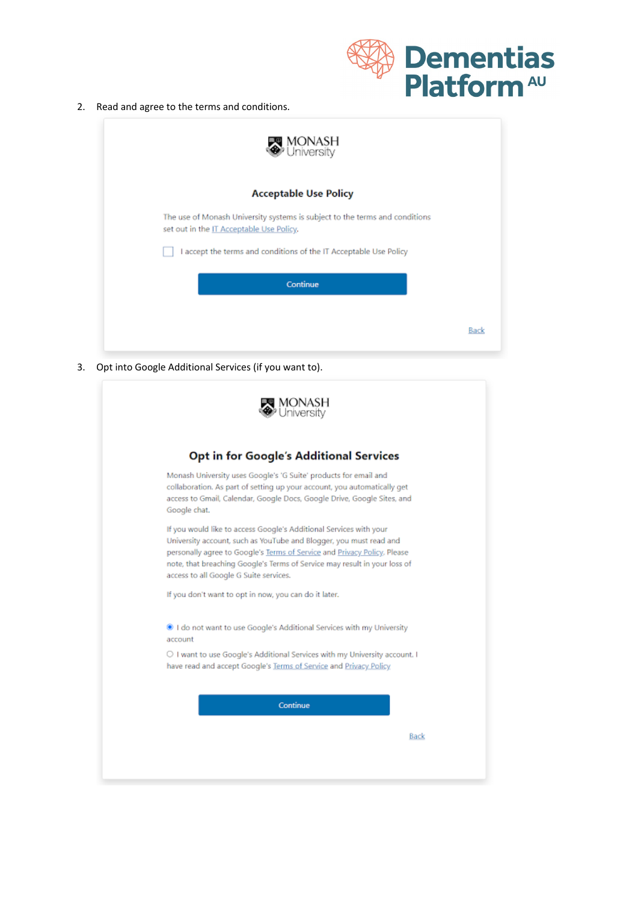2. Read and agree to the terms and conditions.

MONASH University

**Acceptable Use Policy**

The use of Monash University systems is subject to the terms and conditions set out in the IT Acceptable Use Policy.

☐ I accept the terms and conditions of the IT Acceptable Use Policy

Continue

Back

3. Opt into Google Additional Services (if you want to).

MONASH University

**Opt in for Google's Additional Services**

Monash University uses Google's 'G Suite' products for email and collaboration. As part of setting up your account, you automatically get access to Gmail, Calendar, Google Docs, Google Drive, Google Sites, and Google chat.

If you would like to access Google's Additional Services with your University account, such as YouTube and Blogger, you must read and personally agree to Google's Terms of Service and Privacy Policy. Please note, that breaching Google's Terms of Service may result in your loss of access to all Google G Suite services.

If you don't want to opt in now, you can do it later.

◉ I do not want to use Google's Additional Services with my University account

○ I want to use Google's Additional Services with my University account. I have read and accept Google's Terms of Service and Privacy Policy

Continue

Back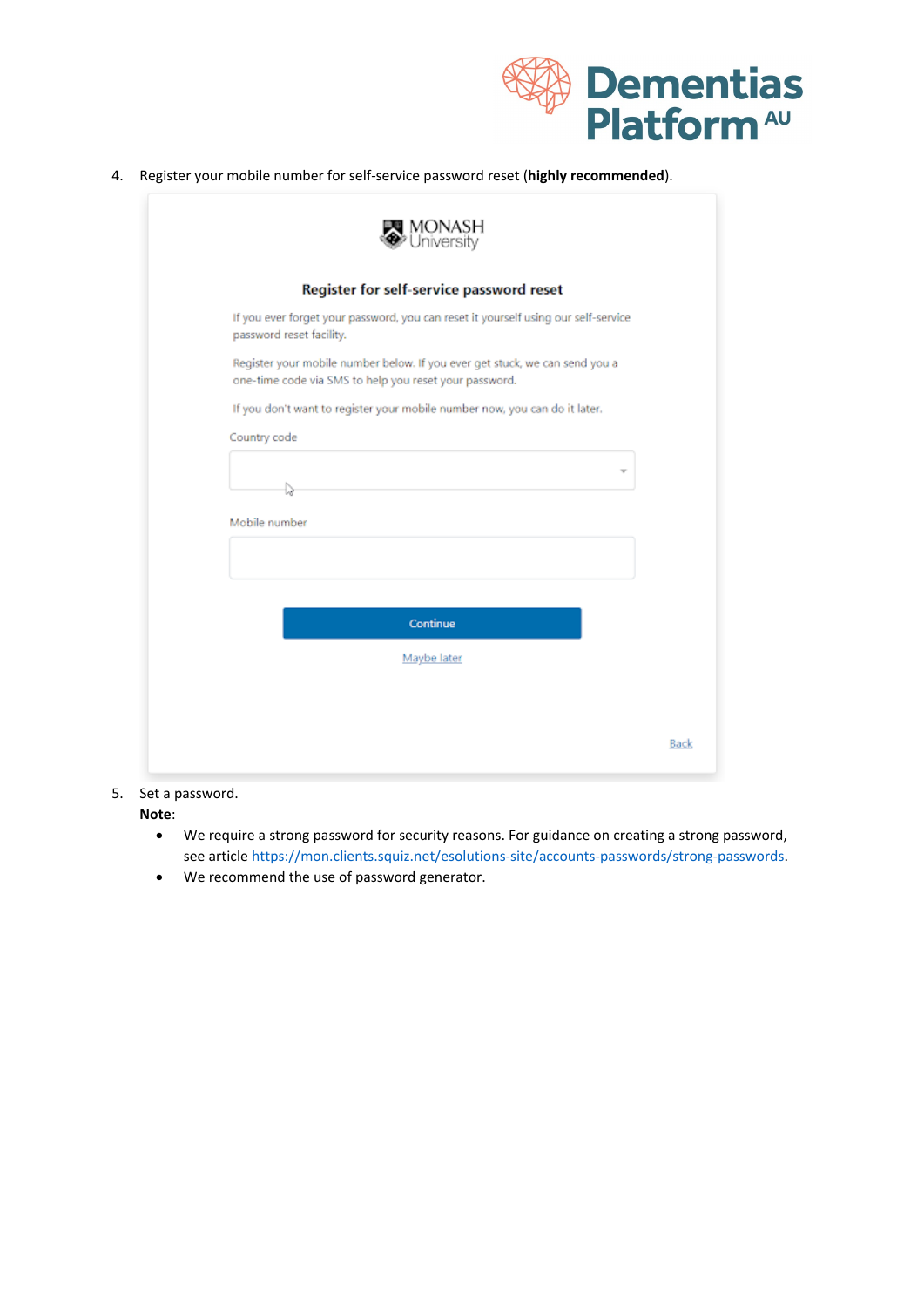4. Register your mobile number for self-service password reset (**highly recommended**).

5. Set a password.
   **Note**:
   - We require a strong password for security reasons. For guidance on creating a strong password, see article [https://mon.clients.squiz.net/esolutions-site/accounts-passwords/strong-passwords](https://mon.clients.squiz.net/esolutions-site/accounts-passwords/strong-passwords).
   - We recommend the use of password generator.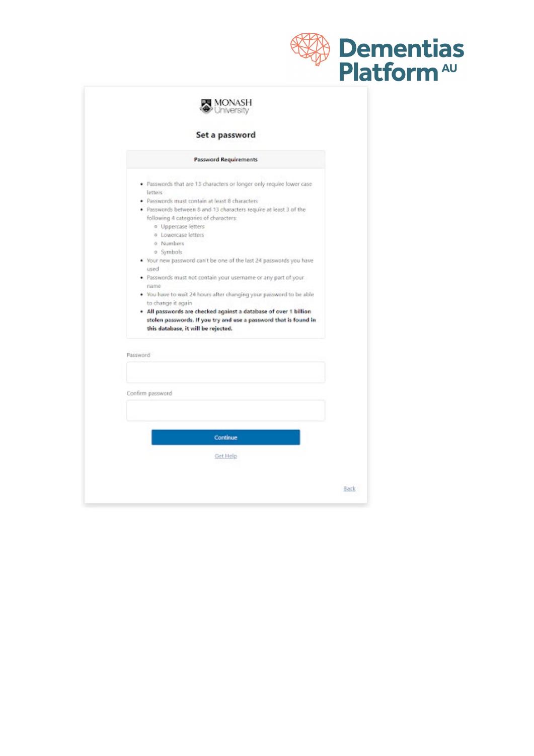MONASH University

## Set a password

**Password Requirements**

- Passwords that are 13 characters or longer only require lower case letters
- Passwords must contain at least 8 characters
- Passwords between 8 and 13 characters require at least 3 of the following 4 categories of characters:
  - Uppercase letters
  - Lowercase letters
  - Numbers
  - Symbols
- Your new password can't be one of the last 24 passwords you have used
- Passwords must not contain your username or any part of your name
- You have to wait 24 hours after changing your password to be able to change it again
- **All passwords are checked against a database of over 1 billion stolen passwords. If you try and use a password that is found in this database, it will be rejected.**

Password

Confirm password

Continue

Get Help

Back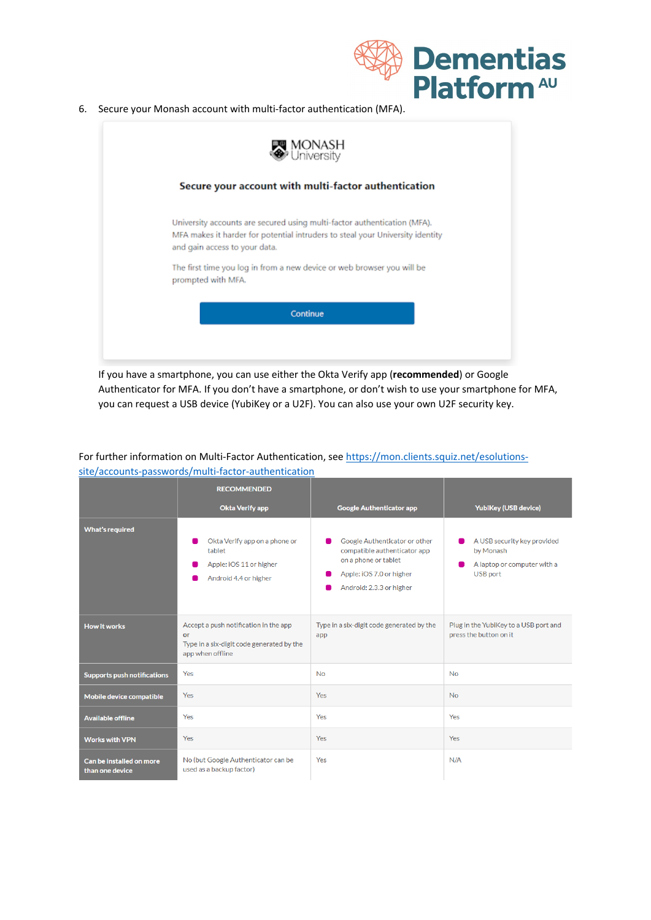6. Secure your Monash account with multi-factor authentication (MFA).

MONASH University

**Secure your account with multi-factor authentication**

University accounts are secured using multi-factor authentication (MFA). MFA makes it harder for potential intruders to steal your University identity and gain access to your data.

The first time you log in from a new device or web browser you will be prompted with MFA.

Continue

If you have a smartphone, you can use either the Okta Verify app (**recommended**) or Google Authenticator for MFA. If you don't have a smartphone, or don't wish to use your smartphone for MFA, you can request a USB device (YubiKey or a U2F). You can also use your own U2F security key.

For further information on Multi-Factor Authentication, see https://mon.clients.squiz.net/esolutions-site/accounts-passwords/multi-factor-authentication

| | RECOMMENDED<br>Okta Verify app | Google Authenticator app | YubiKey (USB device) |
|---|---|---|---|
| What's required | • Okta Verify app on a phone or tablet<br>• Apple: iOS 11 or higher<br>• Android 4.4 or higher | • Google Authenticator or other compatible authenticator app on a phone or tablet<br>• Apple: iOS 7.0 or higher<br>• Android: 2.3.3 or higher | • A USB security key provided by Monash<br>• A laptop or computer with a USB port |
| How it works | Accept a push notification in the app<br>or<br>Type in a six-digit code generated by the app when offline | Type in a six-digit code generated by the app | Plug in the YubiKey to a USB port and press the button on it |
| Supports push notifications | Yes | No | No |
| Mobile device compatible | Yes | Yes | No |
| Available offline | Yes | Yes | Yes |
| Works with VPN | Yes | Yes | Yes |
| Can be installed on more than one device | No (but Google Authenticator can be used as a backup factor) | Yes | N/A |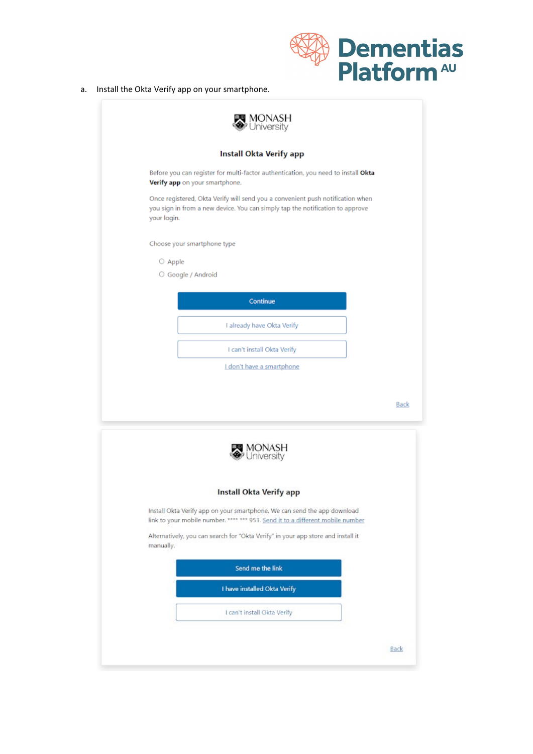a. Install the Okta Verify app on your smartphone.

MONASH University

**Install Okta Verify app**

Before you can register for multi-factor authentication, you need to install **Okta Verify app** on your smartphone.

Once registered, Okta Verify will send you a convenient push notification when you sign in from a new device. You can simply tap the notification to approve your login.

Choose your smartphone type

- Apple
- Google / Android

Continue

I already have Okta Verify

I can't install Okta Verify

I don't have a smartphone

Back

MONASH University

**Install Okta Verify app**

Install Okta Verify app on your smartphone. We can send the app download link to your mobile number. **** *** 953. Send it to a different mobile number

Alternatively, you can search for "Okta Verify" in your app store and install it manually.

Send me the link

I have installed Okta Verify

I can't install Okta Verify

Back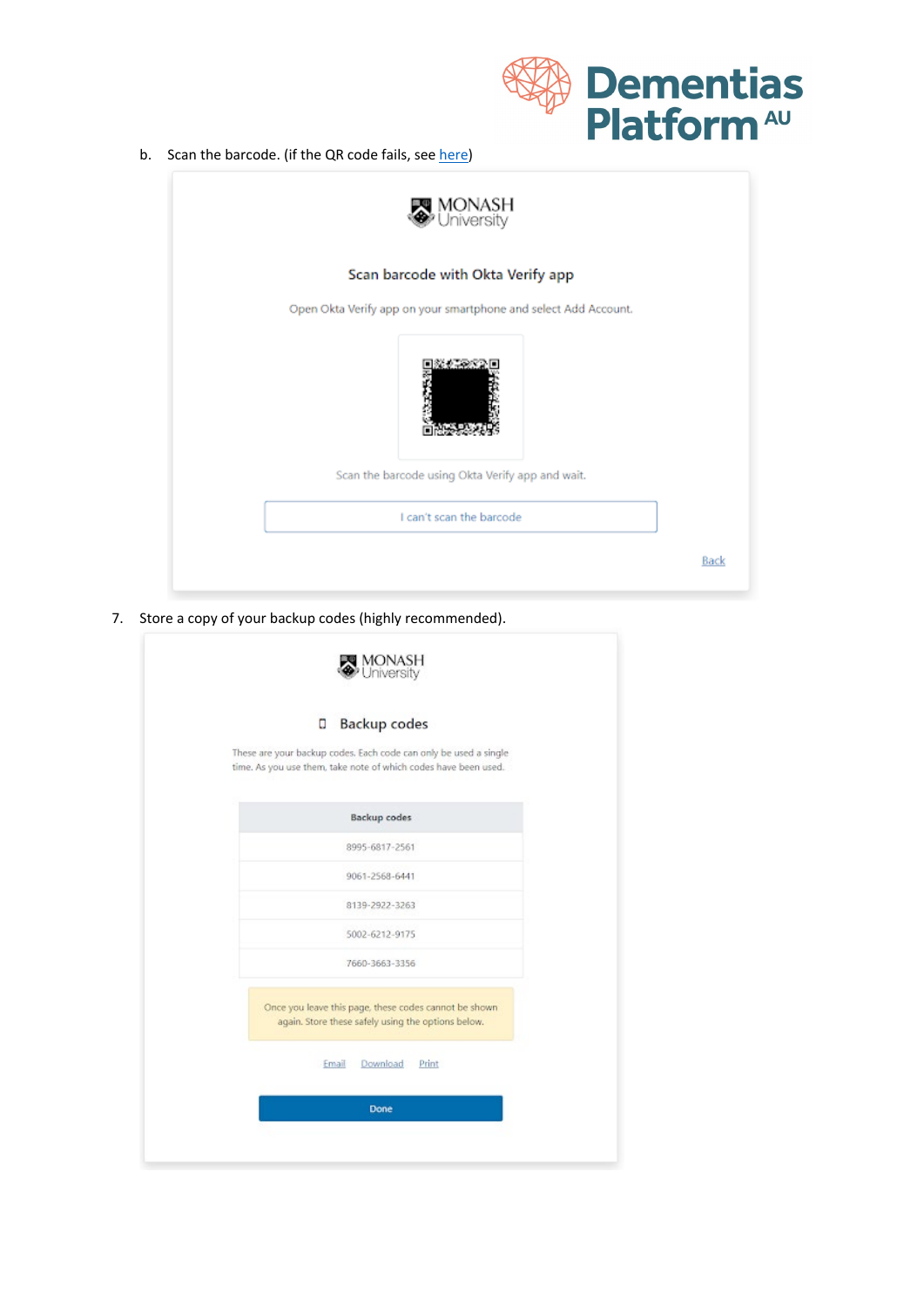b. Scan the barcode. (if the QR code fails, see [here](#))

MONASH University

**Scan barcode with Okta Verify app**

Open Okta Verify app on your smartphone and select Add Account.

Scan the barcode using Okta Verify app and wait.

I can't scan the barcode

Back

7. Store a copy of your backup codes (highly recommended).

MONASH University

**Backup codes**

These are your backup codes. Each code can only be used a single time. As you use them, take note of which codes have been used.

| Backup codes |
| --- |
| 8995-6817-2561 |
| 9061-2568-6441 |
| 8139-2922-3263 |
| 5002-6212-9175 |
| 7660-3663-3356 |

Once you leave this page, these codes cannot be shown again. Store these safely using the options below.

Email Download Print

Done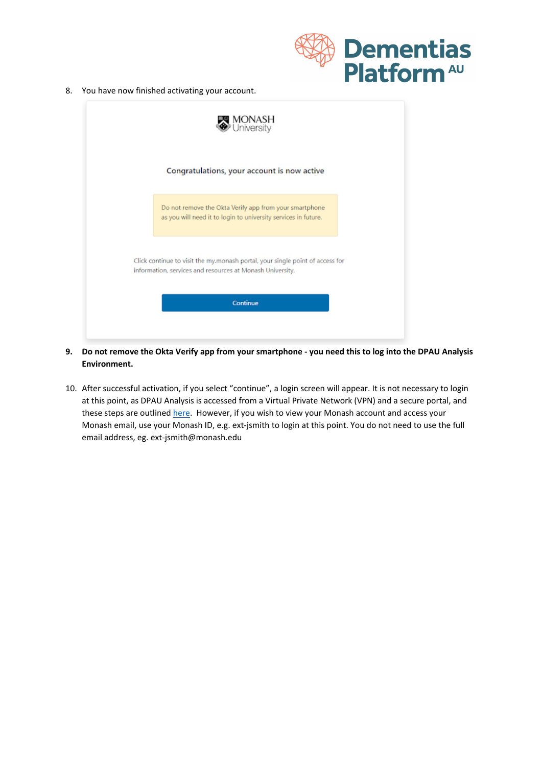8. You have now finished activating your account.

MONASH University

Congratulations, your account is now active

Do not remove the Okta Verify app from your smartphone as you will need it to login to university services in future.

Click continue to visit the my.monash portal, your single point of access for information, services and resources at Monash University.

Continue

9. **Do not remove the Okta Verify app from your smartphone - you need this to log into the DPAU Analysis Environment.**

10. After successful activation, if you select “continue”, a login screen will appear. It is not necessary to login at this point, as DPAU Analysis is accessed from a Virtual Private Network (VPN) and a secure portal, and these steps are outlined here. However, if you wish to view your Monash account and access your Monash email, use your Monash ID, e.g. ext-jsmith to login at this point. You do not need to use the full email address, eg. ext-jsmith@monash.edu